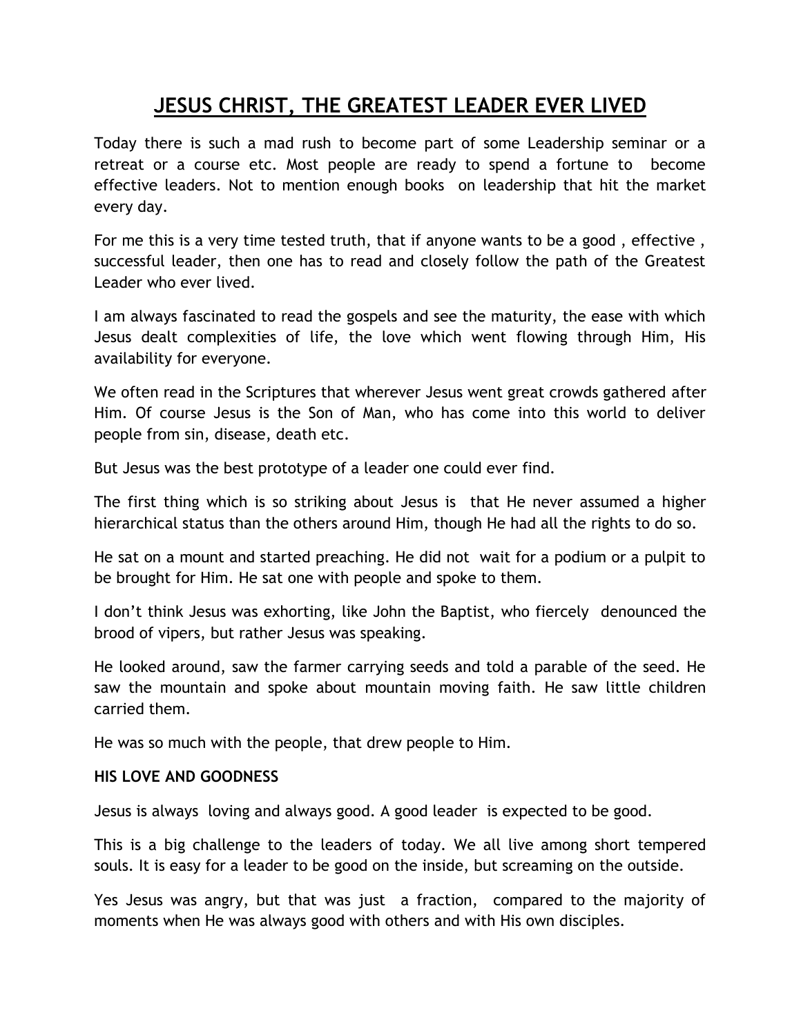# JESUS CHRIST, THE GREATEST LEADER EVER LIVED

Today there is such a mad rush to become part of some Leadership seminar or a retreat or a course etc. Most people are ready to spend a fortune to become effective leaders. Not to mention enough books on leadership that hit the market every day.

For me this is a very time tested truth, that if anyone wants to be a good , effective , successful leader, then one has to read and closely follow the path of the Greatest Leader who ever lived.

I am always fascinated to read the gospels and see the maturity, the ease with which Jesus dealt complexities of life, the love which went flowing through Him, His availability for everyone.

We often read in the Scriptures that wherever Jesus went great crowds gathered after Him. Of course Jesus is the Son of Man, who has come into this world to deliver people from sin, disease, death etc.

But Jesus was the best prototype of a leader one could ever find.

The first thing which is so striking about Jesus is that He never assumed a higher hierarchical status than the others around Him, though He had all the rights to do so.

He sat on a mount and started preaching. He did not wait for a podium or a pulpit to be brought for Him. He sat one with people and spoke to them.

I don't think Jesus was exhorting, like John the Baptist, who fiercely denounced the brood of vipers, but rather Jesus was speaking.

He looked around, saw the farmer carrying seeds and told a parable of the seed. He saw the mountain and spoke about mountain moving faith. He saw little children carried them.

He was so much with the people, that drew people to Him.

**HIS LOVE AND GOODNESS**

Jesus is always loving and always good. A good leader is expected to be good.

This is a big challenge to the leaders of today. We all live among short tempered souls. It is easy for a leader to be good on the inside, but screaming on the outside.

Yes Jesus was angry, but that was just a fraction, compared to the majority of moments when He was always good with others and with His own disciples.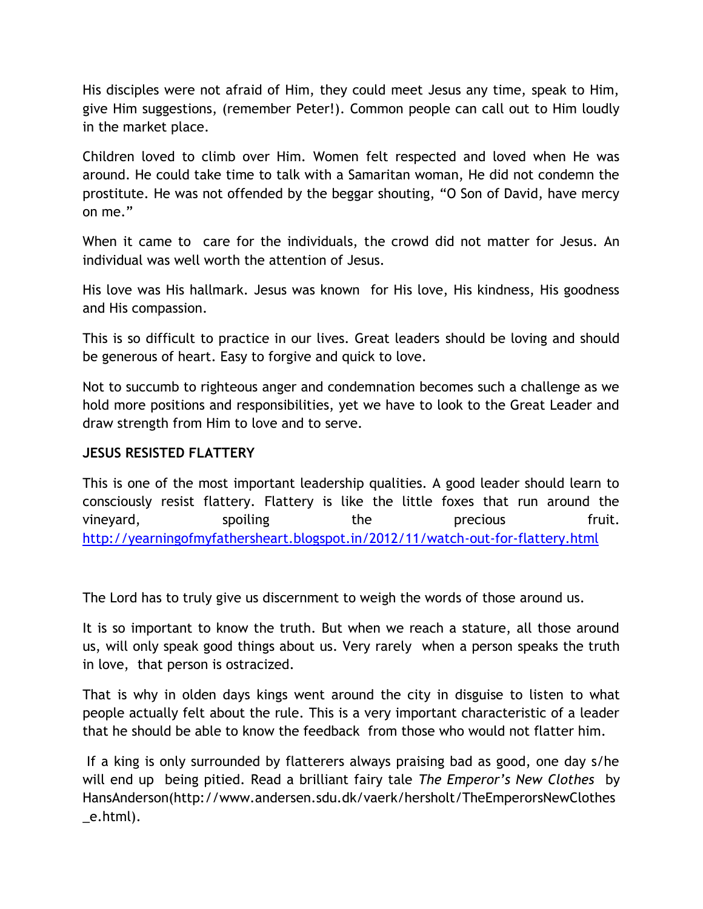His disciples were not afraid of Him, they could meet Jesus any time, speak to Him, give Him suggestions, (remember Peter!). Common people can call out to Him loudly in the market place.

Children loved to climb over Him. Women felt respected and loved when He was around. He could take time to talk with a Samaritan woman, He did not condemn the prostitute. He was not offended by the beggar shouting, "O Son of David, have mercy on me."

When it came to care for the individuals, the crowd did not matter for Jesus. An individual was well worth the attention of Jesus.

His love was His hallmark. Jesus was known for His love, His kindness, His goodness and His compassion.

This is so difficult to practice in our lives. Great leaders should be loving and should be generous of heart. Easy to forgive and quick to love.

Not to succumb to righteous anger and condemnation becomes such a challenge as we hold more positions and responsibilities, yet we have to look to the Great Leader and draw strength from Him to love and to serve.

**JESUS RESISTED FLATTERY**

This is one of the most important leadership qualities. A good leader should learn to consciously resist flattery. Flattery is like the little foxes that run around the vineyard, spoiling the precious fruit. http://yearningofmyfathersheart.blogspot.in/2012/11/watch-out-for-flattery.html

The Lord has to truly give us discernment to weigh the words of those around us.

It is so important to know the truth. But when we reach a stature, all those around us, will only speak good things about us. Very rarely when a person speaks the truth in love, that person is ostracized.

That is why in olden days kings went around the city in disguise to listen to what people actually felt about the rule. This is a very important characteristic of a leader that he should be able to know the feedback from those who would not flatter him.

If a king is only surrounded by flatterers always praising bad as good, one day s/he will end up being pitied. Read a brilliant fairy tale *The Emperor's New Clothes* by HansAnderson(http://www.andersen.sdu.dk/vaerk/hersholt/TheEmperorsNewClothes_e.html).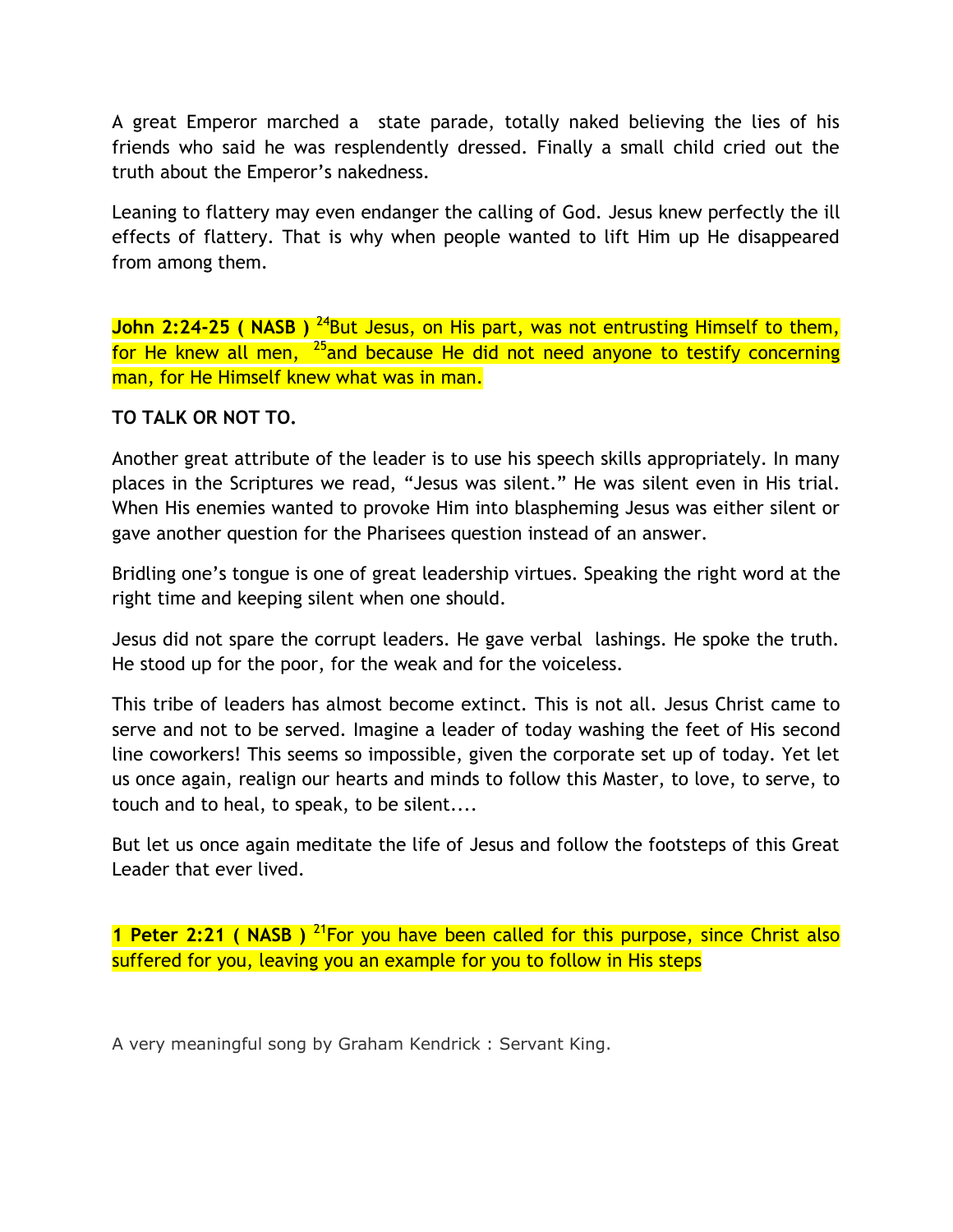A great Emperor marched a  state parade, totally naked believing the lies of his friends who said he was resplendently dressed. Finally a small child cried out the truth about the Emperor's nakedness.

Leaning to flattery may even endanger the calling of God. Jesus knew perfectly the ill effects of flattery. That is why when people wanted to lift Him up He disappeared from among them.

**John 2:24-25 ( NASB )** [24]But Jesus, on His part, was not entrusting Himself to them, for He knew all men, [25]and because He did not need anyone to testify concerning man, for He Himself knew what was in man.

**TO TALK OR NOT TO.**

Another great attribute of the leader is to use his speech skills appropriately. In many places in the Scriptures we read, "Jesus was silent." He was silent even in His trial. When His enemies wanted to provoke Him into blaspheming Jesus was either silent or gave another question for the Pharisees question instead of an answer.

Bridling one's tongue is one of great leadership virtues. Speaking the right word at the right time and keeping silent when one should.

Jesus did not spare the corrupt leaders. He gave verbal  lashings. He spoke the truth. He stood up for the poor, for the weak and for the voiceless.

This tribe of leaders has almost become extinct. This is not all. Jesus Christ came to serve and not to be served. Imagine a leader of today washing the feet of His second line coworkers! This seems so impossible, given the corporate set up of today. Yet let us once again, realign our hearts and minds to follow this Master, to love, to serve, to touch and to heal, to speak, to be silent....

But let us once again meditate the life of Jesus and follow the footsteps of this Great Leader that ever lived.

**1 Peter 2:21 ( NASB )** [21]For you have been called for this purpose, since Christ also suffered for you, leaving you an example for you to follow in His steps

A very meaningful song by Graham Kendrick : Servant King.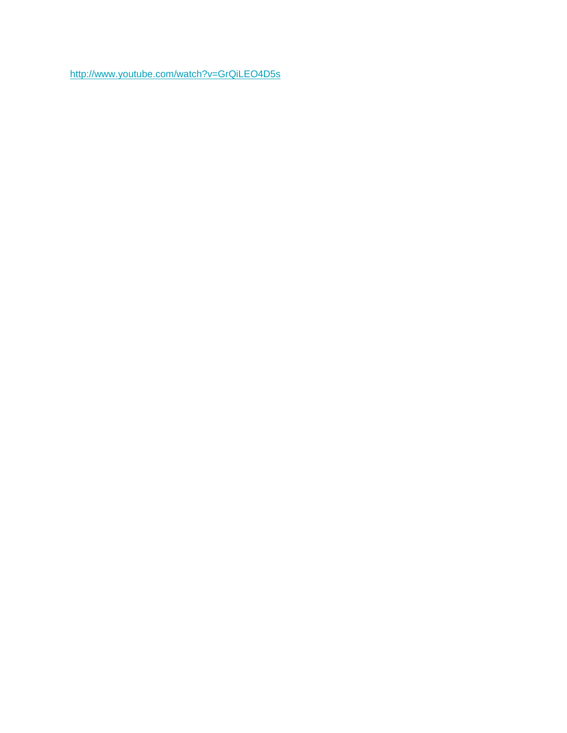http://www.youtube.com/watch?v=GrQiLEO4D5s